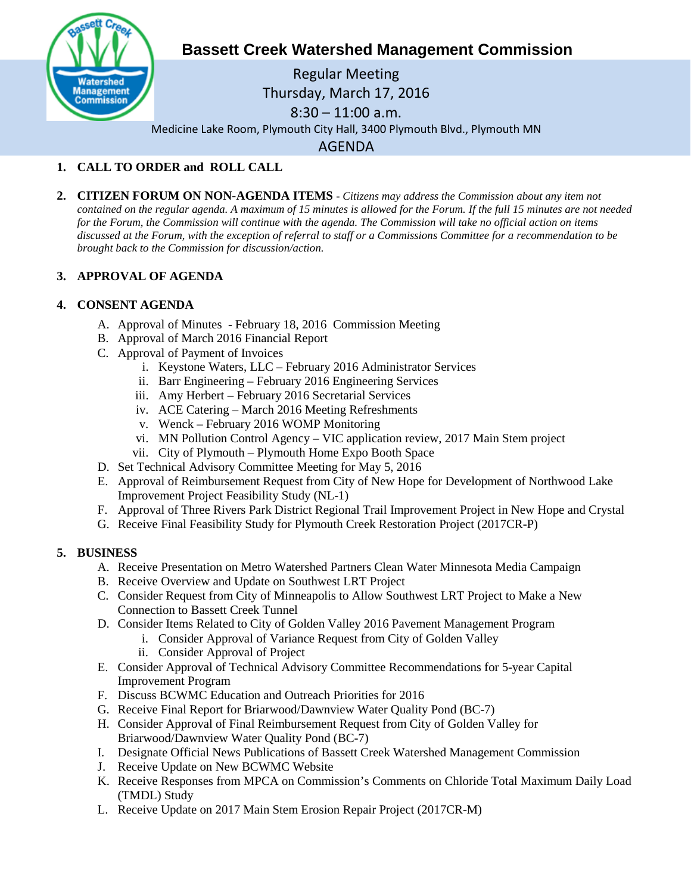# Bassett Creek Watershed Management Commission

Regular Meeting
Thursday, March 17, 2016
8:30 – 11:00 a.m.
Medicine Lake Room, Plymouth City Hall, 3400 Plymouth Blvd., Plymouth MN

## AGENDA

1. **CALL TO ORDER and ROLL CALL**

2. **CITIZEN FORUM ON NON-AGENDA ITEMS** - *Citizens may address the Commission about any item not contained on the regular agenda. A maximum of 15 minutes is allowed for the Forum. If the full 15 minutes are not needed for the Forum, the Commission will continue with the agenda. The Commission will take no official action on items discussed at the Forum, with the exception of referral to staff or a Commissions Committee for a recommendation to be brought back to the Commission for discussion/action.*

3. **APPROVAL OF AGENDA**

4. **CONSENT AGENDA**
   - A. Approval of Minutes - February 18, 2016 Commission Meeting
   - B. Approval of March 2016 Financial Report
   - C. Approval of Payment of Invoices
     - i. Keystone Waters, LLC – February 2016 Administrator Services
     - ii. Barr Engineering – February 2016 Engineering Services
     - iii. Amy Herbert – February 2016 Secretarial Services
     - iv. ACE Catering – March 2016 Meeting Refreshments
     - v. Wenck – February 2016 WOMP Monitoring
     - vi. MN Pollution Control Agency – VIC application review, 2017 Main Stem project
     - vii. City of Plymouth – Plymouth Home Expo Booth Space
   - D. Set Technical Advisory Committee Meeting for May 5, 2016
   - E. Approval of Reimbursement Request from City of New Hope for Development of Northwood Lake Improvement Project Feasibility Study (NL-1)
   - F. Approval of Three Rivers Park District Regional Trail Improvement Project in New Hope and Crystal
   - G. Receive Final Feasibility Study for Plymouth Creek Restoration Project (2017CR-P)

5. **BUSINESS**
   - A. Receive Presentation on Metro Watershed Partners Clean Water Minnesota Media Campaign
   - B. Receive Overview and Update on Southwest LRT Project
   - C. Consider Request from City of Minneapolis to Allow Southwest LRT Project to Make a New Connection to Bassett Creek Tunnel
   - D. Consider Items Related to City of Golden Valley 2016 Pavement Management Program
     - i. Consider Approval of Variance Request from City of Golden Valley
     - ii. Consider Approval of Project
   - E. Consider Approval of Technical Advisory Committee Recommendations for 5-year Capital Improvement Program
   - F. Discuss BCWMC Education and Outreach Priorities for 2016
   - G. Receive Final Report for Briarwood/Dawnview Water Quality Pond (BC-7)
   - H. Consider Approval of Final Reimbursement Request from City of Golden Valley for Briarwood/Dawnview Water Quality Pond (BC-7)
   - I. Designate Official News Publications of Bassett Creek Watershed Management Commission
   - J. Receive Update on New BCWMC Website
   - K. Receive Responses from MPCA on Commission's Comments on Chloride Total Maximum Daily Load (TMDL) Study
   - L. Receive Update on 2017 Main Stem Erosion Repair Project (2017CR-M)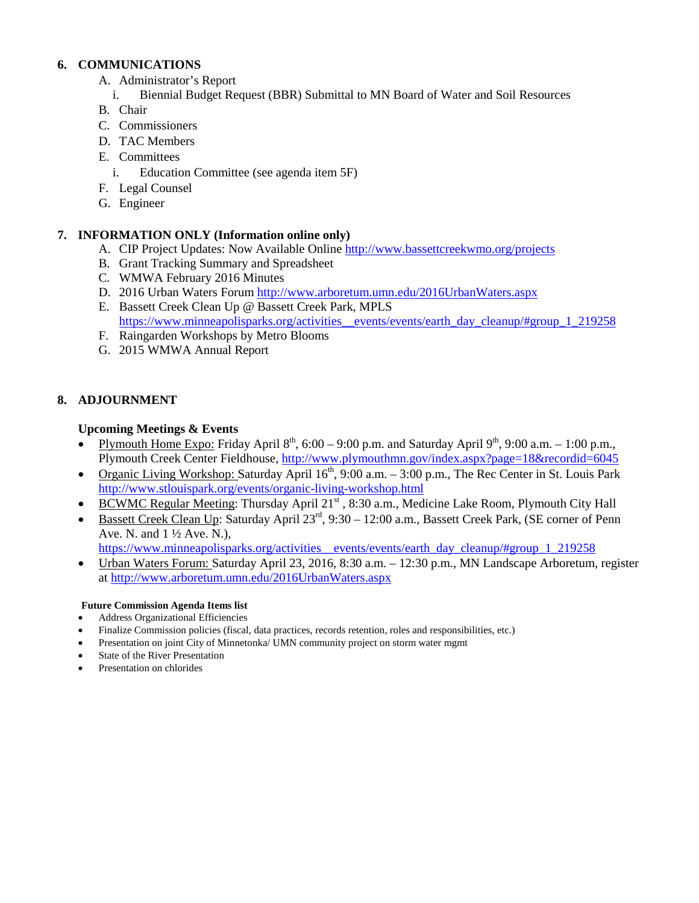## 6. COMMUNICATIONS

A. Administrator's Report
   i. Biennial Budget Request (BBR) Submittal to MN Board of Water and Soil Resources
B. Chair
C. Commissioners
D. TAC Members
E. Committees
   i. Education Committee (see agenda item 5F)
F. Legal Counsel
G. Engineer

## 7. INFORMATION ONLY (Information online only)

A. CIP Project Updates: Now Available Online http://www.bassettcreekwmo.org/projects
B. Grant Tracking Summary and Spreadsheet
C. WMWA February 2016 Minutes
D. 2016 Urban Waters Forum http://www.arboretum.umn.edu/2016UrbanWaters.aspx
E. Bassett Creek Clean Up @ Bassett Creek Park, MPLS https://www.minneapolisparks.org/activities__events/events/earth_day_cleanup/#group_1_219258
F. Raingarden Workshops by Metro Blooms
G. 2015 WMWA Annual Report

## 8. ADJOURNMENT

**Upcoming Meetings & Events**

- Plymouth Home Expo: Friday April 8th, 6:00 – 9:00 p.m. and Saturday April 9th, 9:00 a.m. – 1:00 p.m., Plymouth Creek Center Fieldhouse, http://www.plymouthmn.gov/index.aspx?page=18&recordid=6045
- Organic Living Workshop: Saturday April 16th, 9:00 a.m. – 3:00 p.m., The Rec Center in St. Louis Park http://www.stlouispark.org/events/organic-living-workshop.html
- BCWMC Regular Meeting: Thursday April 21st, 8:30 a.m., Medicine Lake Room, Plymouth City Hall
- Bassett Creek Clean Up: Saturday April 23rd, 9:30 – 12:00 a.m., Bassett Creek Park, (SE corner of Penn Ave. N. and 1 ½ Ave. N.), https://www.minneapolisparks.org/activities__events/events/earth_day_cleanup/#group_1_219258
- Urban Waters Forum: Saturday April 23, 2016, 8:30 a.m. – 12:30 p.m., MN Landscape Arboretum, register at http://www.arboretum.umn.edu/2016UrbanWaters.aspx

**Future Commission Agenda Items list**

- Address Organizational Efficiencies
- Finalize Commission policies (fiscal, data practices, records retention, roles and responsibilities, etc.)
- Presentation on joint City of Minnetonka/ UMN community project on storm water mgmt
- State of the River Presentation
- Presentation on chlorides